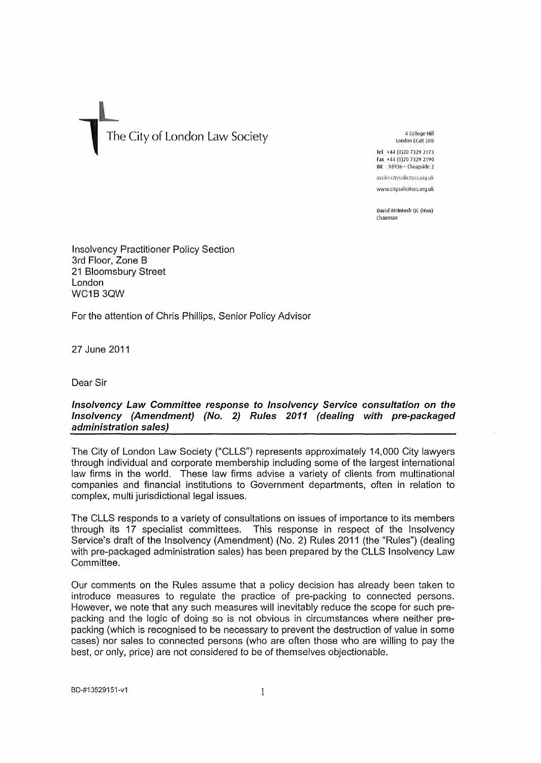The City of London Law Society

4 College Hill
London EC4R 2RB

Tel +44 (0)20 7329 2173
Fax +44 (0)20 7329 2190
DX 98936 - Cheapside 2

mail@citysolicitors.org.uk
www.citysolicitors.org.uk

David McIntosh QC (Hon)
Chairman

Insolvency Practitioner Policy Section
3rd Floor, Zone B
21 Bloomsbury Street
London
WC1B 3QW

For the attention of Chris Phillips, Senior Policy Advisor

27 June 2011

Dear Sir

***Insolvency Law Committee response to Insolvency Service consultation on the Insolvency (Amendment) (No. 2) Rules 2011 (dealing with pre-packaged administration sales)***

The City of London Law Society ("CLLS") represents approximately 14,000 City lawyers through individual and corporate membership including some of the largest international law firms in the world. These law firms advise a variety of clients from multinational companies and financial institutions to Government departments, often in relation to complex, multi jurisdictional legal issues.

The CLLS responds to a variety of consultations on issues of importance to its members through its 17 specialist committees. This response in respect of the Insolvency Service's draft of the Insolvency (Amendment) (No. 2) Rules 2011 (the "Rules") (dealing with pre-packaged administration sales) has been prepared by the CLLS Insolvency Law Committee.

Our comments on the Rules assume that a policy decision has already been taken to introduce measures to regulate the practice of pre-packing to connected persons. However, we note that any such measures will inevitably reduce the scope for such pre-packing and the logic of doing so is not obvious in circumstances where neither pre-packing (which is recognised to be necessary to prevent the destruction of value in some cases) nor sales to connected persons (who are often those who are willing to pay the best, or only, price) are not considered to be of themselves objectionable.

BD-#13529151-v1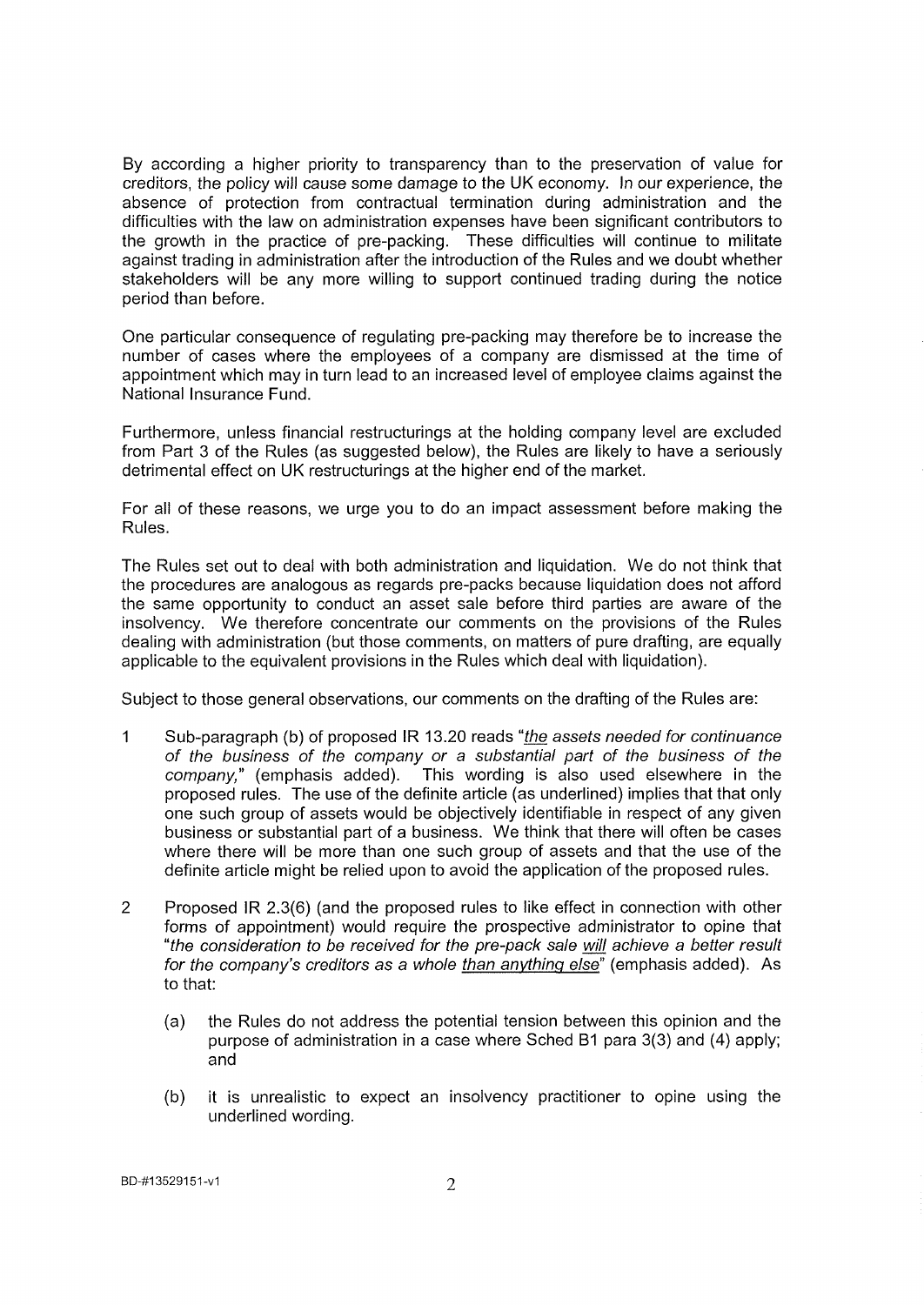By according a higher priority to transparency than to the preservation of value for creditors, the policy will cause some damage to the UK economy. In our experience, the absence of protection from contractual termination during administration and the difficulties with the law on administration expenses have been significant contributors to the growth in the practice of pre-packing. These difficulties will continue to militate against trading in administration after the introduction of the Rules and we doubt whether stakeholders will be any more willing to support continued trading during the notice period than before.

One particular consequence of regulating pre-packing may therefore be to increase the number of cases where the employees of a company are dismissed at the time of appointment which may in turn lead to an increased level of employee claims against the National Insurance Fund.

Furthermore, unless financial restructurings at the holding company level are excluded from Part 3 of the Rules (as suggested below), the Rules are likely to have a seriously detrimental effect on UK restructurings at the higher end of the market.

For all of these reasons, we urge you to do an impact assessment before making the Rules.

The Rules set out to deal with both administration and liquidation. We do not think that the procedures are analogous as regards pre-packs because liquidation does not afford the same opportunity to conduct an asset sale before third parties are aware of the insolvency. We therefore concentrate our comments on the provisions of the Rules dealing with administration (but those comments, on matters of pure drafting, are equally applicable to the equivalent provisions in the Rules which deal with liquidation).

Subject to those general observations, our comments on the drafting of the Rules are:

1. Sub-paragraph (b) of proposed IR 13.20 reads "*<u>the</u> assets needed for continuance of the business of the company or a substantial part of the business of the company,*" (emphasis added). This wording is also used elsewhere in the proposed rules. The use of the definite article (as underlined) implies that that only one such group of assets would be objectively identifiable in respect of any given business or substantial part of a business. We think that there will often be cases where there will be more than one such group of assets and that the use of the definite article might be relied upon to avoid the application of the proposed rules.

2. Proposed IR 2.3(6) (and the proposed rules to like effect in connection with other forms of appointment) would require the prospective administrator to opine that "*the consideration to be received for the pre-pack sale <u>will</u> achieve a better result for the company's creditors as a whole <u>than anything else</u>*" (emphasis added). As to that:

   (a) the Rules do not address the potential tension between this opinion and the purpose of administration in a case where Sched B1 para 3(3) and (4) apply; and

   (b) it is unrealistic to expect an insolvency practitioner to opine using the underlined wording.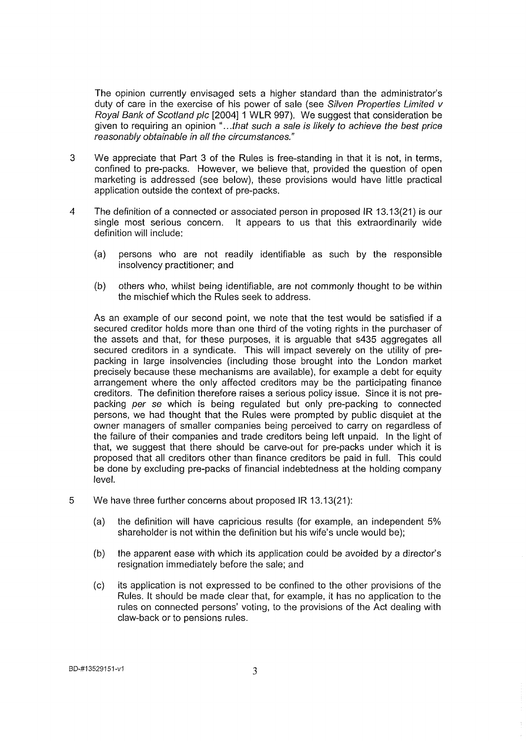The opinion currently envisaged sets a higher standard than the administrator's duty of care in the exercise of his power of sale (see *Silven Properties Limited v Royal Bank of Scotland plc* [2004] 1 WLR 997). We suggest that consideration be given to requiring an opinion "*...that such a sale is likely to achieve the best price reasonably obtainable in all the circumstances.*"

3 We appreciate that Part 3 of the Rules is free-standing in that it is not, in terms, confined to pre-packs. However, we believe that, provided the question of open marketing is addressed (see below), these provisions would have little practical application outside the context of pre-packs.

4 The definition of a connected or associated person in proposed IR 13.13(21) is our single most serious concern. It appears to us that this extraordinarily wide definition will include:

   (a) persons who are not readily identifiable as such by the responsible insolvency practitioner; and

   (b) others who, whilst being identifiable, are not commonly thought to be within the mischief which the Rules seek to address.

   As an example of our second point, we note that the test would be satisfied if a secured creditor holds more than one third of the voting rights in the purchaser of the assets and that, for these purposes, it is arguable that s435 aggregates all secured creditors in a syndicate. This will impact severely on the utility of pre-packing in large insolvencies (including those brought into the London market precisely because these mechanisms are available), for example a debt for equity arrangement where the only affected creditors may be the participating finance creditors. The definition therefore raises a serious policy issue. Since it is not pre-packing *per se* which is being regulated but only pre-packing to connected persons, we had thought that the Rules were prompted by public disquiet at the owner managers of smaller companies being perceived to carry on regardless of the failure of their companies and trade creditors being left unpaid. In the light of that, we suggest that there should be carve-out for pre-packs under which it is proposed that all creditors other than finance creditors be paid in full. This could be done by excluding pre-packs of financial indebtedness at the holding company level.

5 We have three further concerns about proposed IR 13.13(21):

   (a) the definition will have capricious results (for example, an independent 5% shareholder is not within the definition but his wife's uncle would be);

   (b) the apparent ease with which its application could be avoided by a director's resignation immediately before the sale; and

   (c) its application is not expressed to be confined to the other provisions of the Rules. It should be made clear that, for example, it has no application to the rules on connected persons' voting, to the provisions of the Act dealing with claw-back or to pensions rules.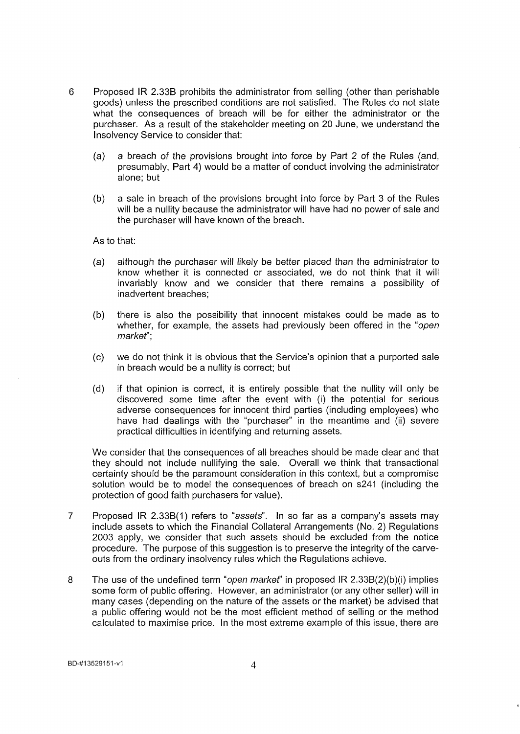6 Proposed IR 2.33B prohibits the administrator from selling (other than perishable goods) unless the prescribed conditions are not satisfied. The Rules do not state what the consequences of breach will be for either the administrator or the purchaser. As a result of the stakeholder meeting on 20 June, we understand the Insolvency Service to consider that:

   (a) a breach of the provisions brought into force by Part 2 of the Rules (and, presumably, Part 4) would be a matter of conduct involving the administrator alone; but

   (b) a sale in breach of the provisions brought into force by Part 3 of the Rules will be a nullity because the administrator will have had no power of sale and the purchaser will have known of the breach.

   As to that:

   (a) although the purchaser will likely be better placed than the administrator to know whether it is connected or associated, we do not think that it will invariably know and we consider that there remains a possibility of inadvertent breaches;

   (b) there is also the possibility that innocent mistakes could be made as to whether, for example, the assets had previously been offered in the "*open market*";

   (c) we do not think it is obvious that the Service's opinion that a purported sale in breach would be a nullity is correct; but

   (d) if that opinion is correct, it is entirely possible that the nullity will only be discovered some time after the event with (i) the potential for serious adverse consequences for innocent third parties (including employees) who have had dealings with the "purchaser" in the meantime and (ii) severe practical difficulties in identifying and returning assets.

   We consider that the consequences of all breaches should be made clear and that they should not include nullifying the sale. Overall we think that transactional certainty should be the paramount consideration in this context, but a compromise solution would be to model the consequences of breach on s241 (including the protection of good faith purchasers for value).

7 Proposed IR 2.33B(1) refers to "*assets*". In so far as a company's assets may include assets to which the Financial Collateral Arrangements (No. 2) Regulations 2003 apply, we consider that such assets should be excluded from the notice procedure. The purpose of this suggestion is to preserve the integrity of the carve-outs from the ordinary insolvency rules which the Regulations achieve.

8 The use of the undefined term "*open market*" in proposed IR 2.33B(2)(b)(i) implies some form of public offering. However, an administrator (or any other seller) will in many cases (depending on the nature of the assets or the market) be advised that a public offering would not be the most efficient method of selling or the method calculated to maximise price. In the most extreme example of this issue, there are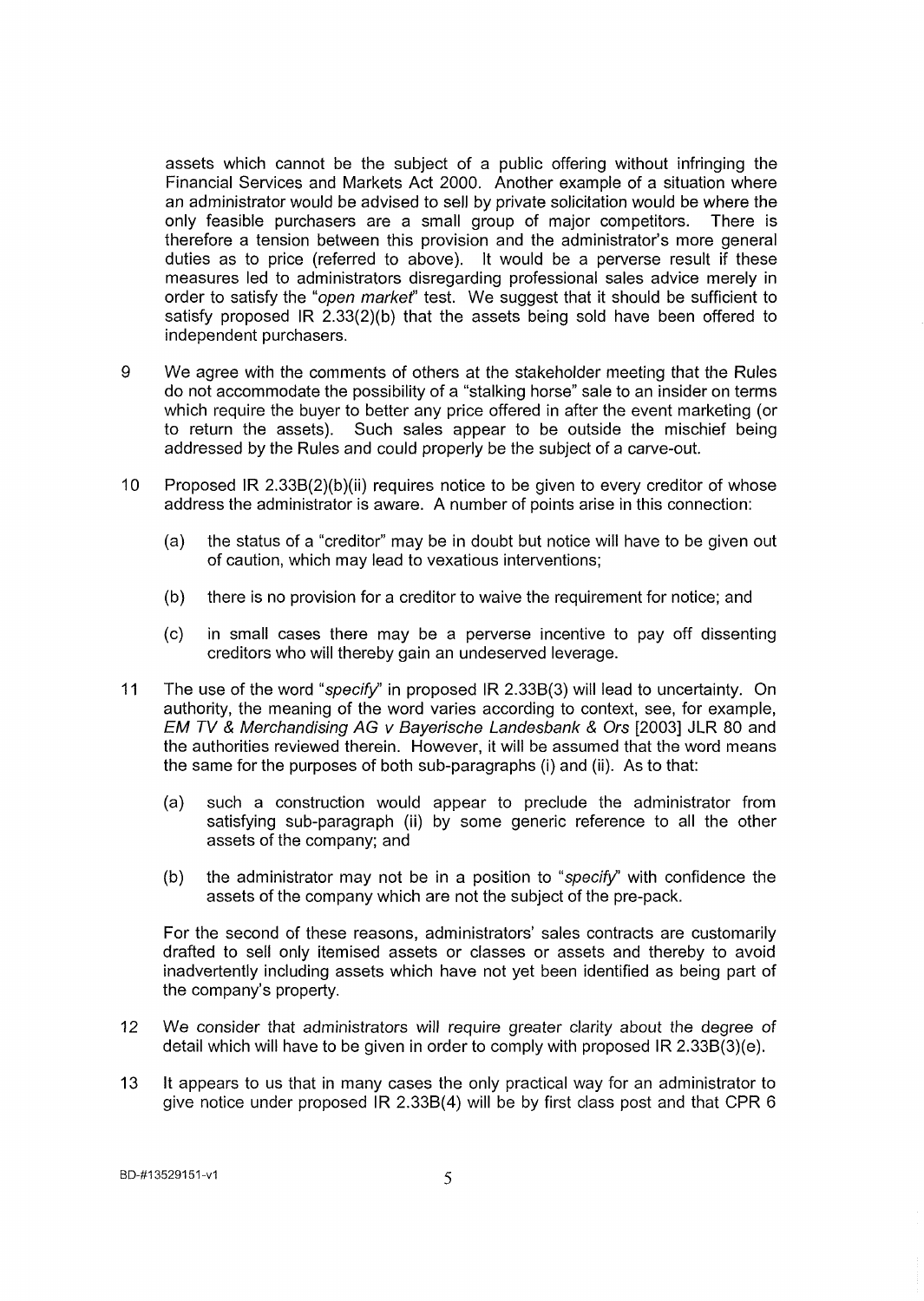assets which cannot be the subject of a public offering without infringing the Financial Services and Markets Act 2000. Another example of a situation where an administrator would be advised to sell by private solicitation would be where the only feasible purchasers are a small group of major competitors. There is therefore a tension between this provision and the administrator's more general duties as to price (referred to above). It would be a perverse result if these measures led to administrators disregarding professional sales advice merely in order to satisfy the "*open market*" test. We suggest that it should be sufficient to satisfy proposed IR 2.33(2)(b) that the assets being sold have been offered to independent purchasers.

9 We agree with the comments of others at the stakeholder meeting that the Rules do not accommodate the possibility of a "stalking horse" sale to an insider on terms which require the buyer to better any price offered in after the event marketing (or to return the assets). Such sales appear to be outside the mischief being addressed by the Rules and could properly be the subject of a carve-out.

10 Proposed IR 2.33B(2)(b)(ii) requires notice to be given to every creditor of whose address the administrator is aware. A number of points arise in this connection:

   (a) the status of a "creditor" may be in doubt but notice will have to be given out of caution, which may lead to vexatious interventions;

   (b) there is no provision for a creditor to waive the requirement for notice; and

   (c) in small cases there may be a perverse incentive to pay off dissenting creditors who will thereby gain an undeserved leverage.

11 The use of the word "*specify*" in proposed IR 2.33B(3) will lead to uncertainty. On authority, the meaning of the word varies according to context, see, for example, *EM TV & Merchandising AG v Bayerische Landesbank & Ors* [2003] JLR 80 and the authorities reviewed therein. However, it will be assumed that the word means the same for the purposes of both sub-paragraphs (i) and (ii). As to that:

   (a) such a construction would appear to preclude the administrator from satisfying sub-paragraph (ii) by some generic reference to all the other assets of the company; and

   (b) the administrator may not be in a position to "*specify*" with confidence the assets of the company which are not the subject of the pre-pack.

   For the second of these reasons, administrators' sales contracts are customarily drafted to sell only itemised assets or classes or assets and thereby to avoid inadvertently including assets which have not yet been identified as being part of the company's property.

12 We consider that administrators will require greater clarity about the degree of detail which will have to be given in order to comply with proposed IR 2.33B(3)(e).

13 It appears to us that in many cases the only practical way for an administrator to give notice under proposed IR 2.33B(4) will be by first class post and that CPR 6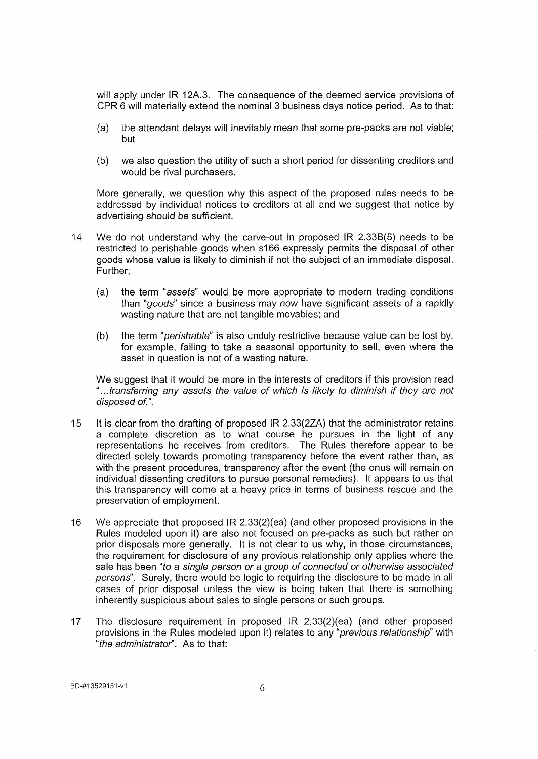will apply under IR 12A.3. The consequence of the deemed service provisions of CPR 6 will materially extend the nominal 3 business days notice period. As to that:

(a) the attendant delays will inevitably mean that some pre-packs are not viable; but

(b) we also question the utility of such a short period for dissenting creditors and would be rival purchasers.

More generally, we question why this aspect of the proposed rules needs to be addressed by individual notices to creditors at all and we suggest that notice by advertising should be sufficient.

14 We do not understand why the carve-out in proposed IR 2.33B(5) needs to be restricted to perishable goods when s166 expressly permits the disposal of other goods whose value is likely to diminish if not the subject of an immediate disposal. Further;

(a) the term "*assets*" would be more appropriate to modern trading conditions than "*goods*" since a business may now have significant assets of a rapidly wasting nature that are not tangible movables; and

(b) the term "*perishable*" is also unduly restrictive because value can be lost by, for example, failing to take a seasonal opportunity to sell, even where the asset in question is not of a wasting nature.

We suggest that it would be more in the interests of creditors if this provision read "*...transferring any assets the value of which is likely to diminish if they are not disposed of.*".

15 It is clear from the drafting of proposed IR 2.33(2ZA) that the administrator retains a complete discretion as to what course he pursues in the light of any representations he receives from creditors. The Rules therefore appear to be directed solely towards promoting transparency before the event rather than, as with the present procedures, transparency after the event (the onus will remain on individual dissenting creditors to pursue personal remedies). It appears to us that this transparency will come at a heavy price in terms of business rescue and the preservation of employment.

16 We appreciate that proposed IR 2.33(2)(ea) (and other proposed provisions in the Rules modeled upon it) are also not focused on pre-packs as such but rather on prior disposals more generally. It is not clear to us why, in those circumstances, the requirement for disclosure of any previous relationship only applies where the sale has been "*to a single person or a group of connected or otherwise associated persons*". Surely, there would be logic to requiring the disclosure to be made in all cases of prior disposal unless the view is being taken that there is something inherently suspicious about sales to single persons or such groups.

17 The disclosure requirement in proposed IR 2.33(2)(ea) (and other proposed provisions in the Rules modeled upon it) relates to any "*previous relationship*" with "*the administrator*". As to that: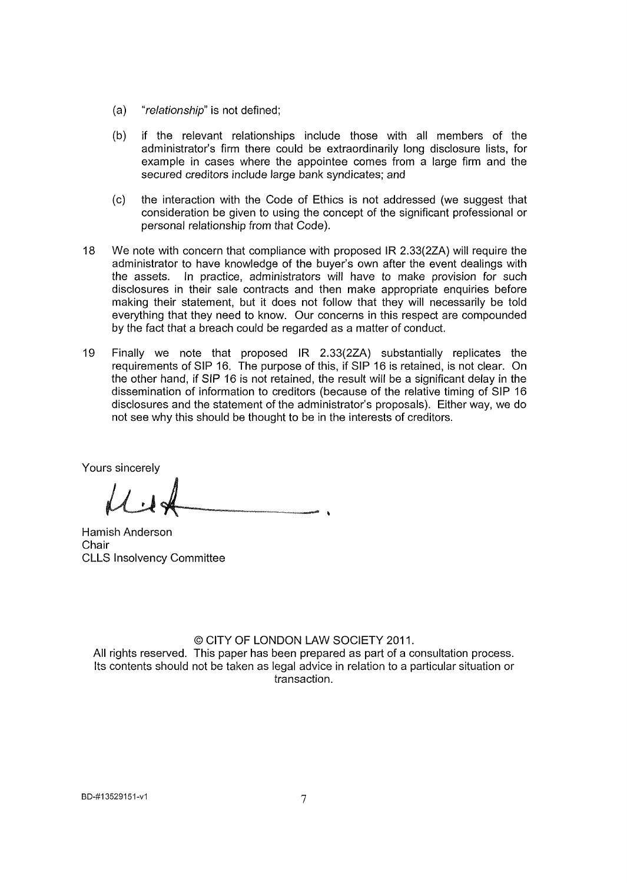(a) "*relationship*" is not defined;

(b) if the relevant relationships include those with all members of the administrator's firm there could be extraordinarily long disclosure lists, for example in cases where the appointee comes from a large firm and the secured creditors include large bank syndicates; and

(c) the interaction with the Code of Ethics is not addressed (we suggest that consideration be given to using the concept of the significant professional or personal relationship from that Code).

18 We note with concern that compliance with proposed IR 2.33(2ZA) will require the administrator to have knowledge of the buyer's own after the event dealings with the assets. In practice, administrators will have to make provision for such disclosures in their sale contracts and then make appropriate enquiries before making their statement, but it does not follow that they will necessarily be told everything that they need to know. Our concerns in this respect are compounded by the fact that a breach could be regarded as a matter of conduct.

19 Finally we note that proposed IR 2.33(2ZA) substantially replicates the requirements of SIP 16. The purpose of this, if SIP 16 is retained, is not clear. On the other hand, if SIP 16 is not retained, the result will be a significant delay in the dissemination of information to creditors (because of the relative timing of SIP 16 disclosures and the statement of the administrator's proposals). Either way, we do not see why this should be thought to be in the interests of creditors.

Yours sincerely

Hamish Anderson
Chair
CLLS Insolvency Committee

© CITY OF LONDON LAW SOCIETY 2011.
All rights reserved. This paper has been prepared as part of a consultation process. Its contents should not be taken as legal advice in relation to a particular situation or transaction.

BD-#13529151-v1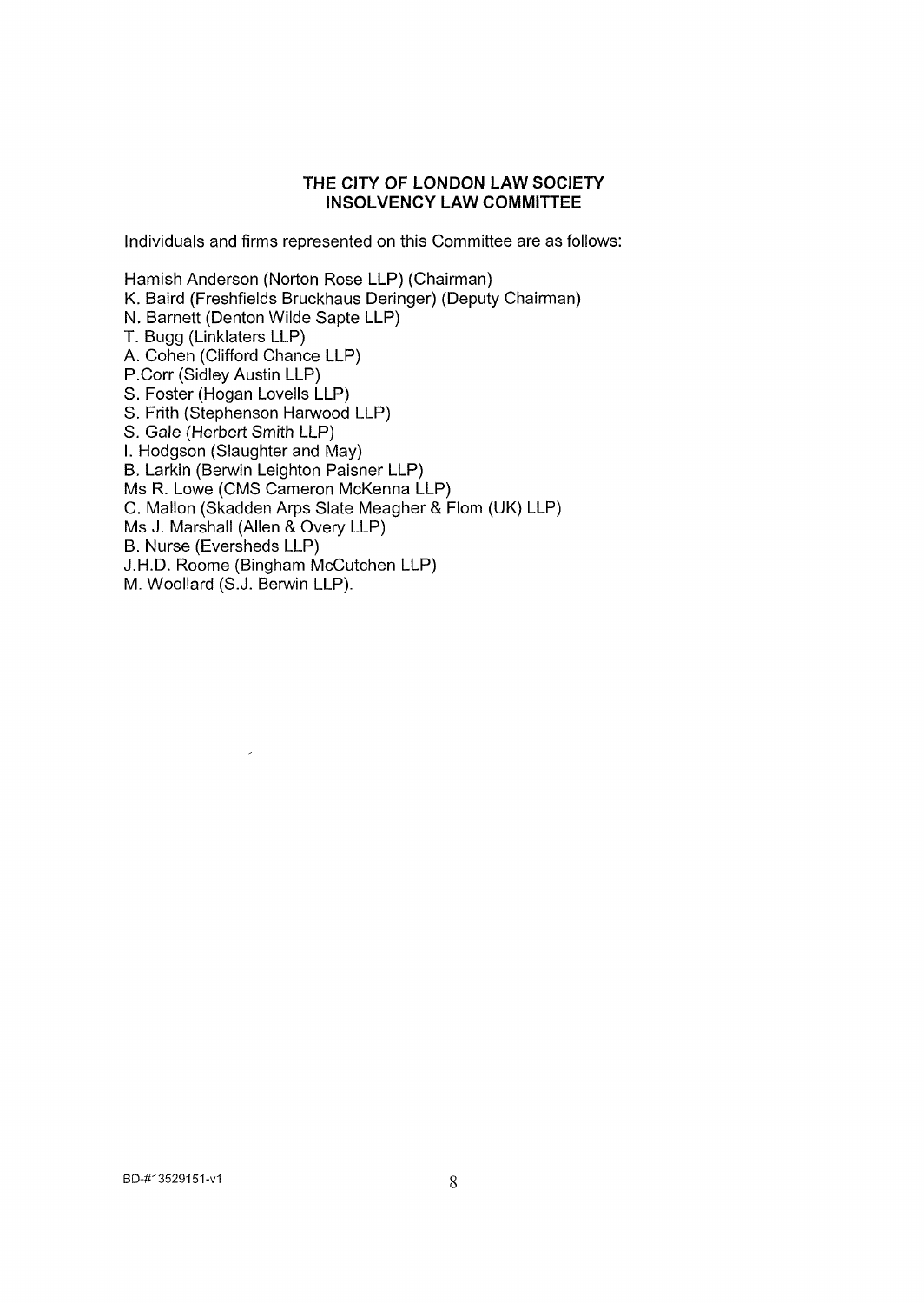**THE CITY OF LONDON LAW SOCIETY**
**INSOLVENCY LAW COMMITTEE**

Individuals and firms represented on this Committee are as follows:

Hamish Anderson (Norton Rose LLP) (Chairman)
K. Baird (Freshfields Bruckhaus Deringer) (Deputy Chairman)
N. Barnett (Denton Wilde Sapte LLP)
T. Bugg (Linklaters LLP)
A. Cohen (Clifford Chance LLP)
P.Corr (Sidley Austin LLP)
S. Foster (Hogan Lovells LLP)
S. Frith (Stephenson Harwood LLP)
S. Gale (Herbert Smith LLP)
I. Hodgson (Slaughter and May)
B. Larkin (Berwin Leighton Paisner LLP)
Ms R. Lowe (CMS Cameron McKenna LLP)
C. Mallon (Skadden Arps Slate Meagher & Flom (UK) LLP)
Ms J. Marshall (Allen & Overy LLP)
B. Nurse (Eversheds LLP)
J.H.D. Roome (Bingham McCutchen LLP)
M. Woollard (S.J. Berwin LLP).

BD-#13529151-v1